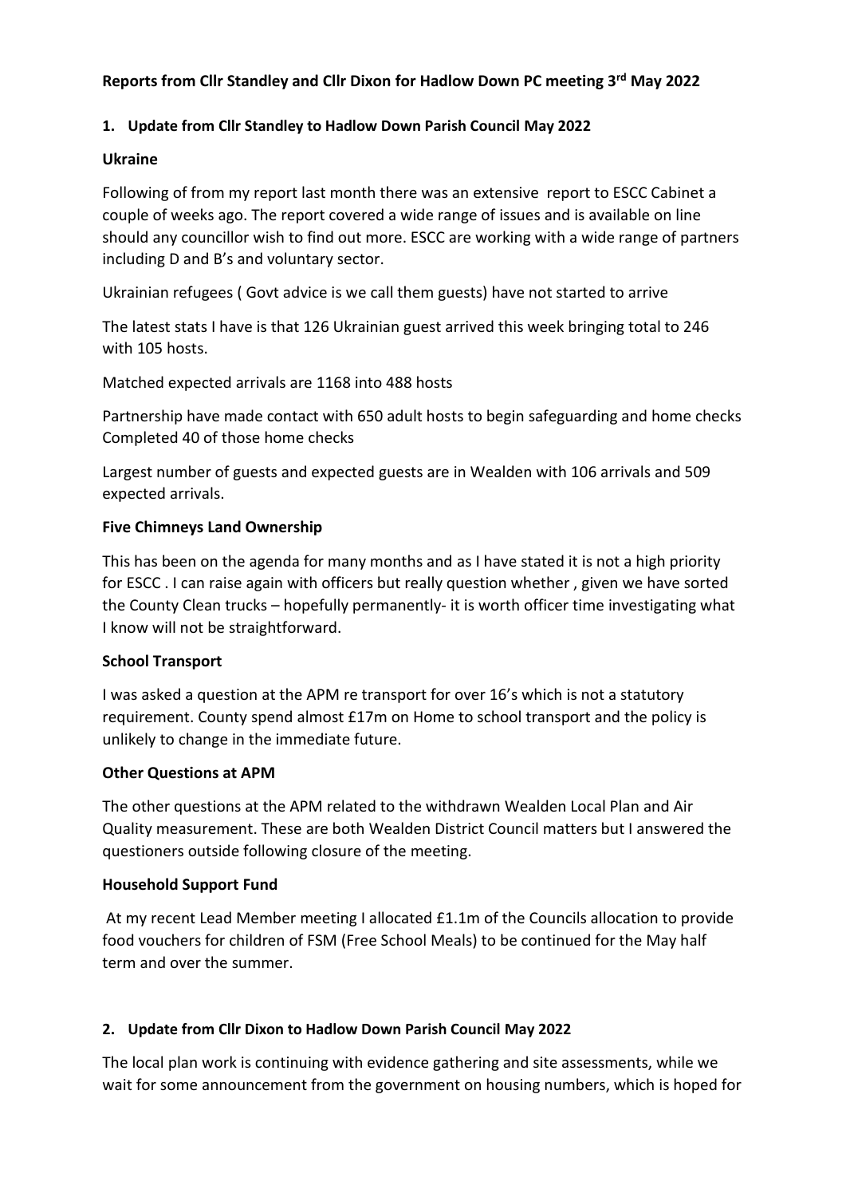**Reports from Cllr Standley and Cllr Dixon for Hadlow Down PC meeting 3rd May 2022**

## 1. Update from Cllr Standley to Hadlow Down Parish Council May 2022

**Ukraine**

Following of from my report last month there was an extensive report to ESCC Cabinet a couple of weeks ago. The report covered a wide range of issues and is available on line should any councillor wish to find out more. ESCC are working with a wide range of partners including D and B's and voluntary sector.

Ukrainian refugees ( Govt advice is we call them guests) have not started to arrive

The latest stats I have is that 126 Ukrainian guest arrived this week bringing total to 246 with 105 hosts.

Matched expected arrivals are 1168 into 488 hosts

Partnership have made contact with 650 adult hosts to begin safeguarding and home checks Completed 40 of those home checks

Largest number of guests and expected guests are in Wealden with 106 arrivals and 509 expected arrivals.

**Five Chimneys Land Ownership**

This has been on the agenda for many months and as I have stated it is not a high priority for ESCC . I can raise again with officers but really question whether , given we have sorted the County Clean trucks – hopefully permanently- it is worth officer time investigating what I know will not be straightforward.

**School Transport**

I was asked a question at the APM re transport for over 16's which is not a statutory requirement. County spend almost £17m on Home to school transport and the policy is unlikely to change in the immediate future.

**Other Questions at APM**

The other questions at the APM related to the withdrawn Wealden Local Plan and Air Quality measurement. These are both Wealden District Council matters but I answered the questioners outside following closure of the meeting.

**Household Support Fund**

At my recent Lead Member meeting I allocated £1.1m of the Councils allocation to provide food vouchers for children of FSM (Free School Meals) to be continued for the May half term and over the summer.

## 2. Update from Cllr Dixon to Hadlow Down Parish Council May 2022

The local plan work is continuing with evidence gathering and site assessments, while we wait for some announcement from the government on housing numbers, which is hoped for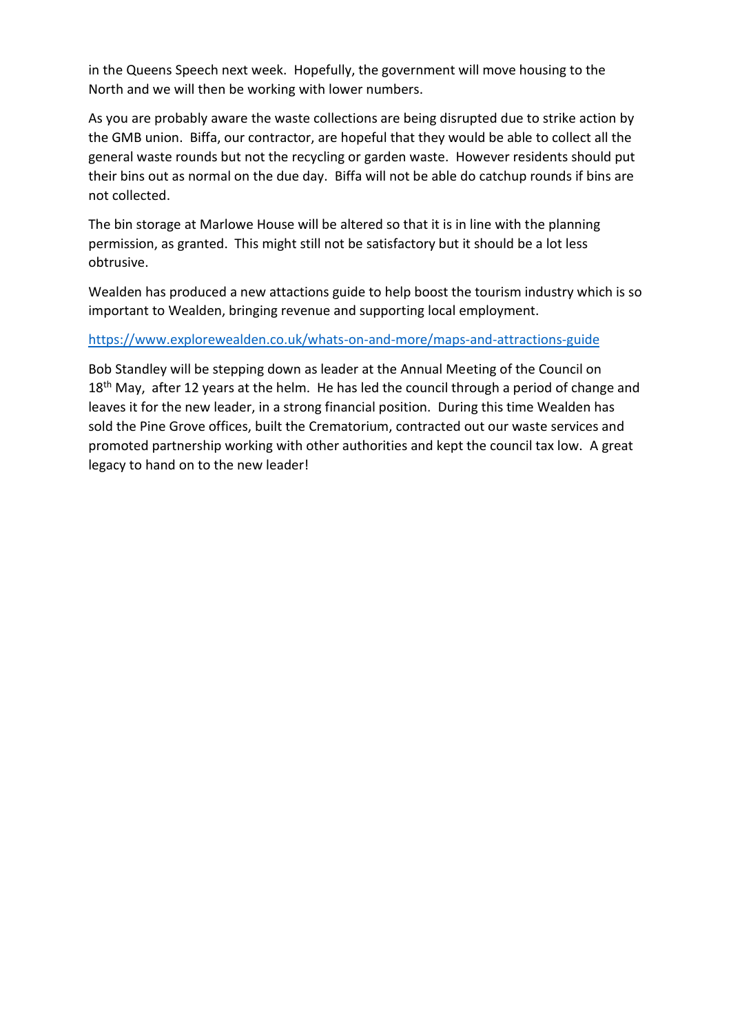in the Queens Speech next week. Hopefully, the government will move housing to the North and we will then be working with lower numbers.

As you are probably aware the waste collections are being disrupted due to strike action by the GMB union. Biffa, our contractor, are hopeful that they would be able to collect all the general waste rounds but not the recycling or garden waste. However residents should put their bins out as normal on the due day. Biffa will not be able do catchup rounds if bins are not collected.

The bin storage at Marlowe House will be altered so that it is in line with the planning permission, as granted. This might still not be satisfactory but it should be a lot less obtrusive.

Wealden has produced a new attactions guide to help boost the tourism industry which is so important to Wealden, bringing revenue and supporting local employment.

https://www.explorewealden.co.uk/whats-on-and-more/maps-and-attractions-guide

Bob Standley will be stepping down as leader at the Annual Meeting of the Council on 18th May, after 12 years at the helm. He has led the council through a period of change and leaves it for the new leader, in a strong financial position. During this time Wealden has sold the Pine Grove offices, built the Crematorium, contracted out our waste services and promoted partnership working with other authorities and kept the council tax low. A great legacy to hand on to the new leader!